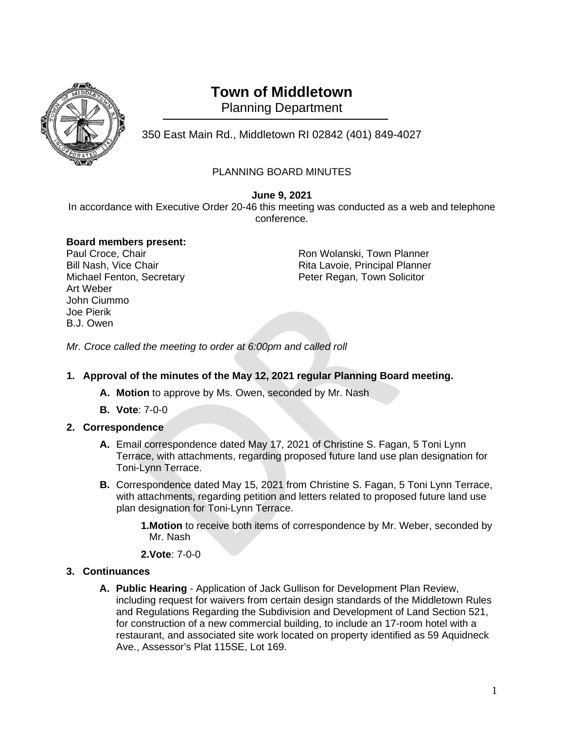# Town of Middletown

Planning Department

350 East Main Rd., Middletown RI 02842 (401) 849-4027

PLANNING BOARD MINUTES

**June 9, 2021**

In accordance with Executive Order 20-46 this meeting was conducted as a web and telephone conference.

**Board members present:**

Paul Croce, Chair
Bill Nash, Vice Chair
Michael Fenton, Secretary
Art Weber
John Ciummo
Joe Pierik
B.J. Owen

Ron Wolanski, Town Planner
Rita Lavoie, Principal Planner
Peter Regan, Town Solicitor

*Mr. Croce called the meeting to order at 6:00pm and called roll*

1. **Approval of the minutes of the May 12, 2021 regular Planning Board meeting.**
   - **A. Motion** to approve by Ms. Owen, seconded by Mr. Nash
   - **B. Vote**: 7-0-0
2. **Correspondence**
   - **A.** Email correspondence dated May 17, 2021 of Christine S. Fagan, 5 Toni Lynn Terrace, with attachments, regarding proposed future land use plan designation for Toni-Lynn Terrace.
   - **B.** Correspondence dated May 15, 2021 from Christine S. Fagan, 5 Toni Lynn Terrace, with attachments, regarding petition and letters related to proposed future land use plan designation for Toni-Lynn Terrace.
     - **1.Motion** to receive both items of correspondence by Mr. Weber, seconded by Mr. Nash
     - **2.Vote**: 7-0-0
3. **Continuances**
   - **A. Public Hearing** - Application of Jack Gullison for Development Plan Review, including request for waivers from certain design standards of the Middletown Rules and Regulations Regarding the Subdivision and Development of Land Section 521, for construction of a new commercial building, to include an 17-room hotel with a restaurant, and associated site work located on property identified as 59 Aquidneck Ave., Assessor's Plat 115SE, Lot 169.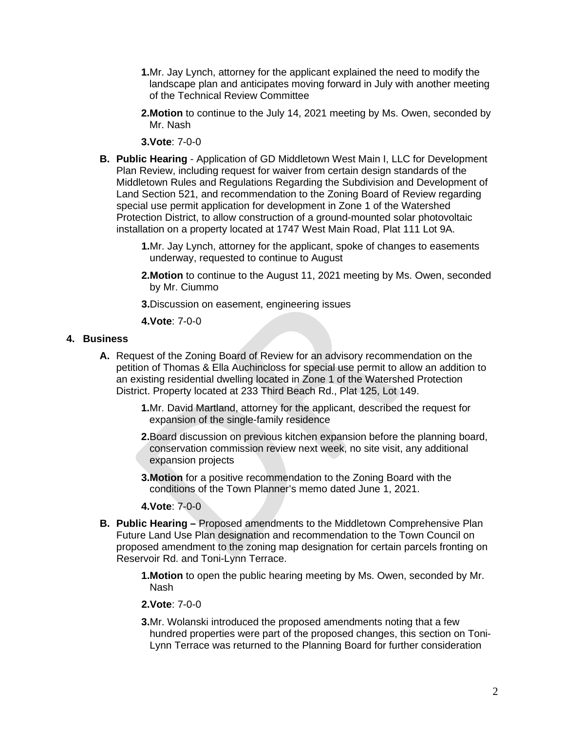1. Mr. Jay Lynch, attorney for the applicant explained the need to modify the landscape plan and anticipates moving forward in July with another meeting of the Technical Review Committee
2. **Motion** to continue to the July 14, 2021 meeting by Ms. Owen, seconded by Mr. Nash
3. **Vote**: 7-0-0

**B. Public Hearing** - Application of GD Middletown West Main I, LLC for Development Plan Review, including request for waiver from certain design standards of the Middletown Rules and Regulations Regarding the Subdivision and Development of Land Section 521, and recommendation to the Zoning Board of Review regarding special use permit application for development in Zone 1 of the Watershed Protection District, to allow construction of a ground-mounted solar photovoltaic installation on a property located at 1747 West Main Road, Plat 111 Lot 9A.

1. Mr. Jay Lynch, attorney for the applicant, spoke of changes to easements underway, requested to continue to August
2. **Motion** to continue to the August 11, 2021 meeting by Ms. Owen, seconded by Mr. Ciummo
3. Discussion on easement, engineering issues
4. **Vote**: 7-0-0

## 4. Business

**A.** Request of the Zoning Board of Review for an advisory recommendation on the petition of Thomas & Ella Auchincloss for special use permit to allow an addition to an existing residential dwelling located in Zone 1 of the Watershed Protection District. Property located at 233 Third Beach Rd., Plat 125, Lot 149.

1. Mr. David Martland, attorney for the applicant, described the request for expansion of the single-family residence
2. Board discussion on previous kitchen expansion before the planning board, conservation commission review next week, no site visit, any additional expansion projects
3. **Motion** for a positive recommendation to the Zoning Board with the conditions of the Town Planner's memo dated June 1, 2021.
4. **Vote**: 7-0-0

**B. Public Hearing –** Proposed amendments to the Middletown Comprehensive Plan Future Land Use Plan designation and recommendation to the Town Council on proposed amendment to the zoning map designation for certain parcels fronting on Reservoir Rd. and Toni-Lynn Terrace.

1. **Motion** to open the public hearing meeting by Ms. Owen, seconded by Mr. Nash
2. **Vote**: 7-0-0
3. Mr. Wolanski introduced the proposed amendments noting that a few hundred properties were part of the proposed changes, this section on Toni-Lynn Terrace was returned to the Planning Board for further consideration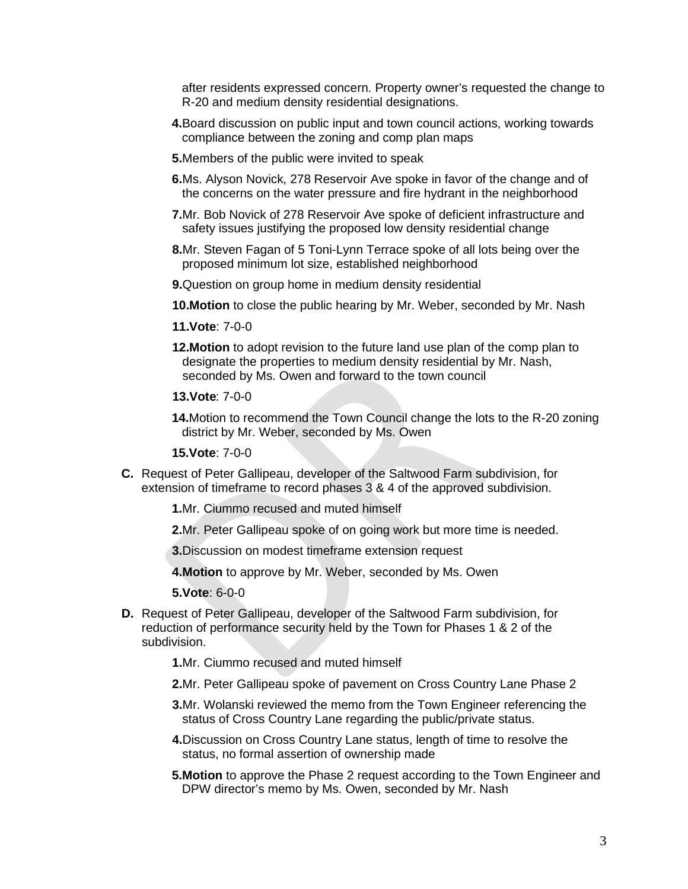after residents expressed concern. Property owner's requested the change to R-20 and medium density residential designations.

4. Board discussion on public input and town council actions, working towards compliance between the zoning and comp plan maps

5. Members of the public were invited to speak

6. Ms. Alyson Novick, 278 Reservoir Ave spoke in favor of the change and of the concerns on the water pressure and fire hydrant in the neighborhood

7. Mr. Bob Novick of 278 Reservoir Ave spoke of deficient infrastructure and safety issues justifying the proposed low density residential change

8. Mr. Steven Fagan of 5 Toni-Lynn Terrace spoke of all lots being over the proposed minimum lot size, established neighborhood

9. Question on group home in medium density residential

10. **Motion** to close the public hearing by Mr. Weber, seconded by Mr. Nash

11. **Vote**: 7-0-0

12. **Motion** to adopt revision to the future land use plan of the comp plan to designate the properties to medium density residential by Mr. Nash, seconded by Ms. Owen and forward to the town council

13. **Vote**: 7-0-0

14. Motion to recommend the Town Council change the lots to the R-20 zoning district by Mr. Weber, seconded by Ms. Owen

15. **Vote**: 7-0-0

**C.** Request of Peter Gallipeau, developer of the Saltwood Farm subdivision, for extension of timeframe to record phases 3 & 4 of the approved subdivision.

1. Mr. Ciummo recused and muted himself

2. Mr. Peter Gallipeau spoke of on going work but more time is needed.

3. Discussion on modest timeframe extension request

4. **Motion** to approve by Mr. Weber, seconded by Ms. Owen

5. **Vote**: 6-0-0

**D.** Request of Peter Gallipeau, developer of the Saltwood Farm subdivision, for reduction of performance security held by the Town for Phases 1 & 2 of the subdivision.

1. Mr. Ciummo recused and muted himself

2. Mr. Peter Gallipeau spoke of pavement on Cross Country Lane Phase 2

3. Mr. Wolanski reviewed the memo from the Town Engineer referencing the status of Cross Country Lane regarding the public/private status.

4. Discussion on Cross Country Lane status, length of time to resolve the status, no formal assertion of ownership made

5. **Motion** to approve the Phase 2 request according to the Town Engineer and DPW director's memo by Ms. Owen, seconded by Mr. Nash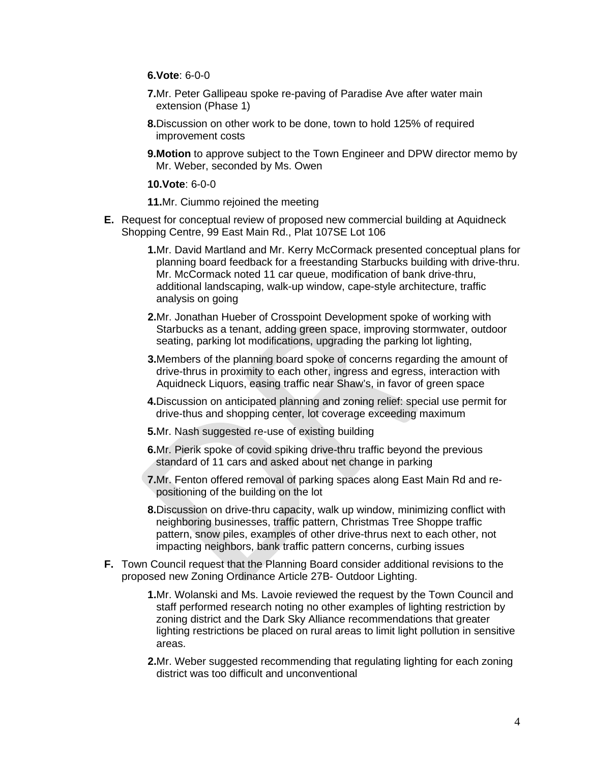6. **Vote**: 6-0-0

7. Mr. Peter Gallipeau spoke re-paving of Paradise Ave after water main extension (Phase 1)

8. Discussion on other work to be done, town to hold 125% of required improvement costs

9. **Motion** to approve subject to the Town Engineer and DPW director memo by Mr. Weber, seconded by Ms. Owen

10. **Vote**: 6-0-0

11. Mr. Ciummo rejoined the meeting

**E.** Request for conceptual review of proposed new commercial building at Aquidneck Shopping Centre, 99 East Main Rd., Plat 107SE Lot 106

1. Mr. David Martland and Mr. Kerry McCormack presented conceptual plans for planning board feedback for a freestanding Starbucks building with drive-thru. Mr. McCormack noted 11 car queue, modification of bank drive-thru, additional landscaping, walk-up window, cape-style architecture, traffic analysis on going

2. Mr. Jonathan Hueber of Crosspoint Development spoke of working with Starbucks as a tenant, adding green space, improving stormwater, outdoor seating, parking lot modifications, upgrading the parking lot lighting,

3. Members of the planning board spoke of concerns regarding the amount of drive-thrus in proximity to each other, ingress and egress, interaction with Aquidneck Liquors, easing traffic near Shaw's, in favor of green space

4. Discussion on anticipated planning and zoning relief: special use permit for drive-thus and shopping center, lot coverage exceeding maximum

5. Mr. Nash suggested re-use of existing building

6. Mr. Pierik spoke of covid spiking drive-thru traffic beyond the previous standard of 11 cars and asked about net change in parking

7. Mr. Fenton offered removal of parking spaces along East Main Rd and re-positioning of the building on the lot

8. Discussion on drive-thru capacity, walk up window, minimizing conflict with neighboring businesses, traffic pattern, Christmas Tree Shoppe traffic pattern, snow piles, examples of other drive-thrus next to each other, not impacting neighbors, bank traffic pattern concerns, curbing issues

**F.** Town Council request that the Planning Board consider additional revisions to the proposed new Zoning Ordinance Article 27B- Outdoor Lighting.

1. Mr. Wolanski and Ms. Lavoie reviewed the request by the Town Council and staff performed research noting no other examples of lighting restriction by zoning district and the Dark Sky Alliance recommendations that greater lighting restrictions be placed on rural areas to limit light pollution in sensitive areas.

2. Mr. Weber suggested recommending that regulating lighting for each zoning district was too difficult and unconventional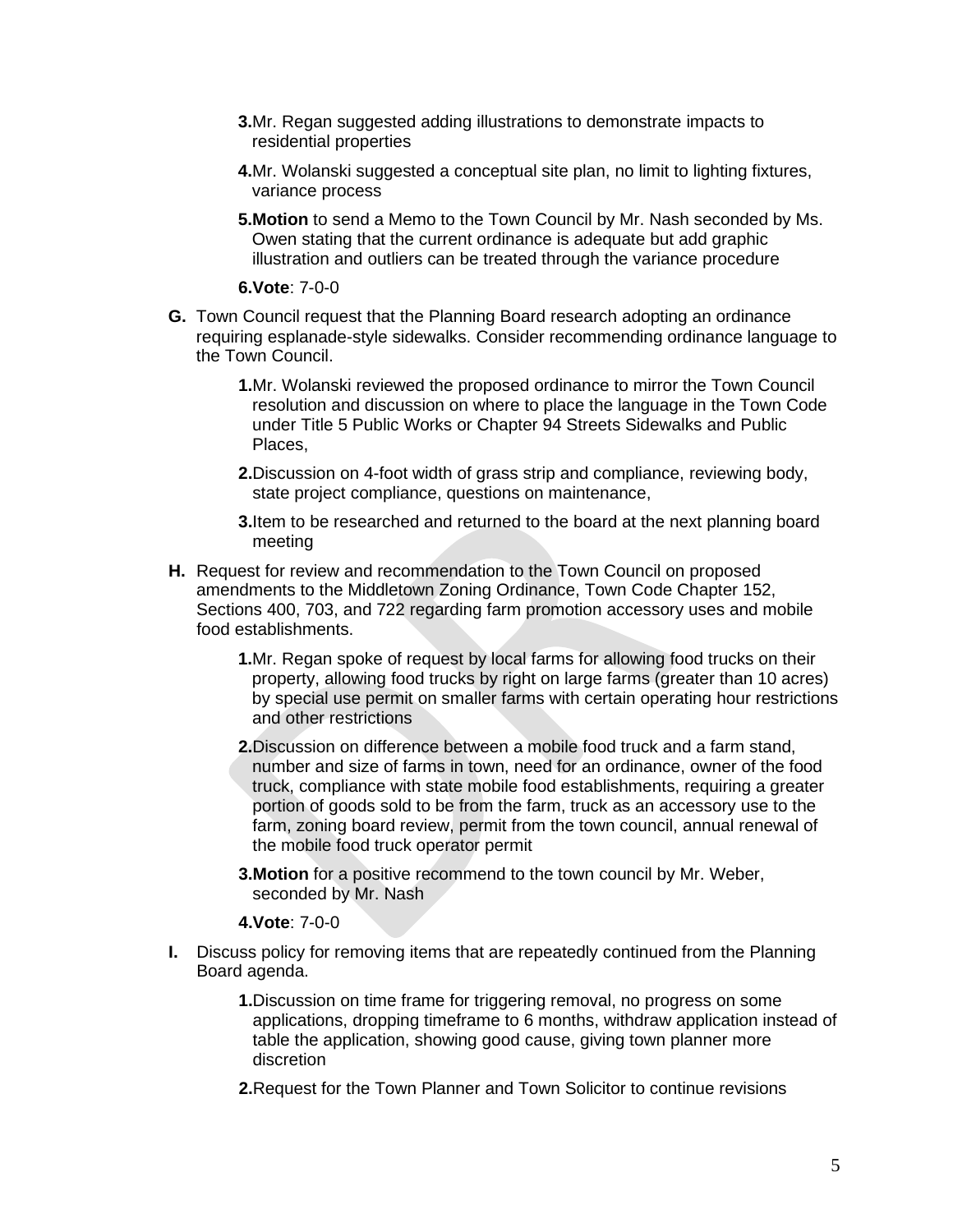3. Mr. Regan suggested adding illustrations to demonstrate impacts to residential properties

4. Mr. Wolanski suggested a conceptual site plan, no limit to lighting fixtures, variance process

5. **Motion** to send a Memo to the Town Council by Mr. Nash seconded by Ms. Owen stating that the current ordinance is adequate but add graphic illustration and outliers can be treated through the variance procedure

6. **Vote**: 7-0-0

**G.** Town Council request that the Planning Board research adopting an ordinance requiring esplanade-style sidewalks. Consider recommending ordinance language to the Town Council.

1. Mr. Wolanski reviewed the proposed ordinance to mirror the Town Council resolution and discussion on where to place the language in the Town Code under Title 5 Public Works or Chapter 94 Streets Sidewalks and Public Places,

2. Discussion on 4-foot width of grass strip and compliance, reviewing body, state project compliance, questions on maintenance,

3. Item to be researched and returned to the board at the next planning board meeting

**H.** Request for review and recommendation to the Town Council on proposed amendments to the Middletown Zoning Ordinance, Town Code Chapter 152, Sections 400, 703, and 722 regarding farm promotion accessory uses and mobile food establishments.

1. Mr. Regan spoke of request by local farms for allowing food trucks on their property, allowing food trucks by right on large farms (greater than 10 acres) by special use permit on smaller farms with certain operating hour restrictions and other restrictions

2. Discussion on difference between a mobile food truck and a farm stand, number and size of farms in town, need for an ordinance, owner of the food truck, compliance with state mobile food establishments, requiring a greater portion of goods sold to be from the farm, truck as an accessory use to the farm, zoning board review, permit from the town council, annual renewal of the mobile food truck operator permit

3. **Motion** for a positive recommend to the town council by Mr. Weber, seconded by Mr. Nash

4. **Vote**: 7-0-0

**I.** Discuss policy for removing items that are repeatedly continued from the Planning Board agenda.

1. Discussion on time frame for triggering removal, no progress on some applications, dropping timeframe to 6 months, withdraw application instead of table the application, showing good cause, giving town planner more discretion

2. Request for the Town Planner and Town Solicitor to continue revisions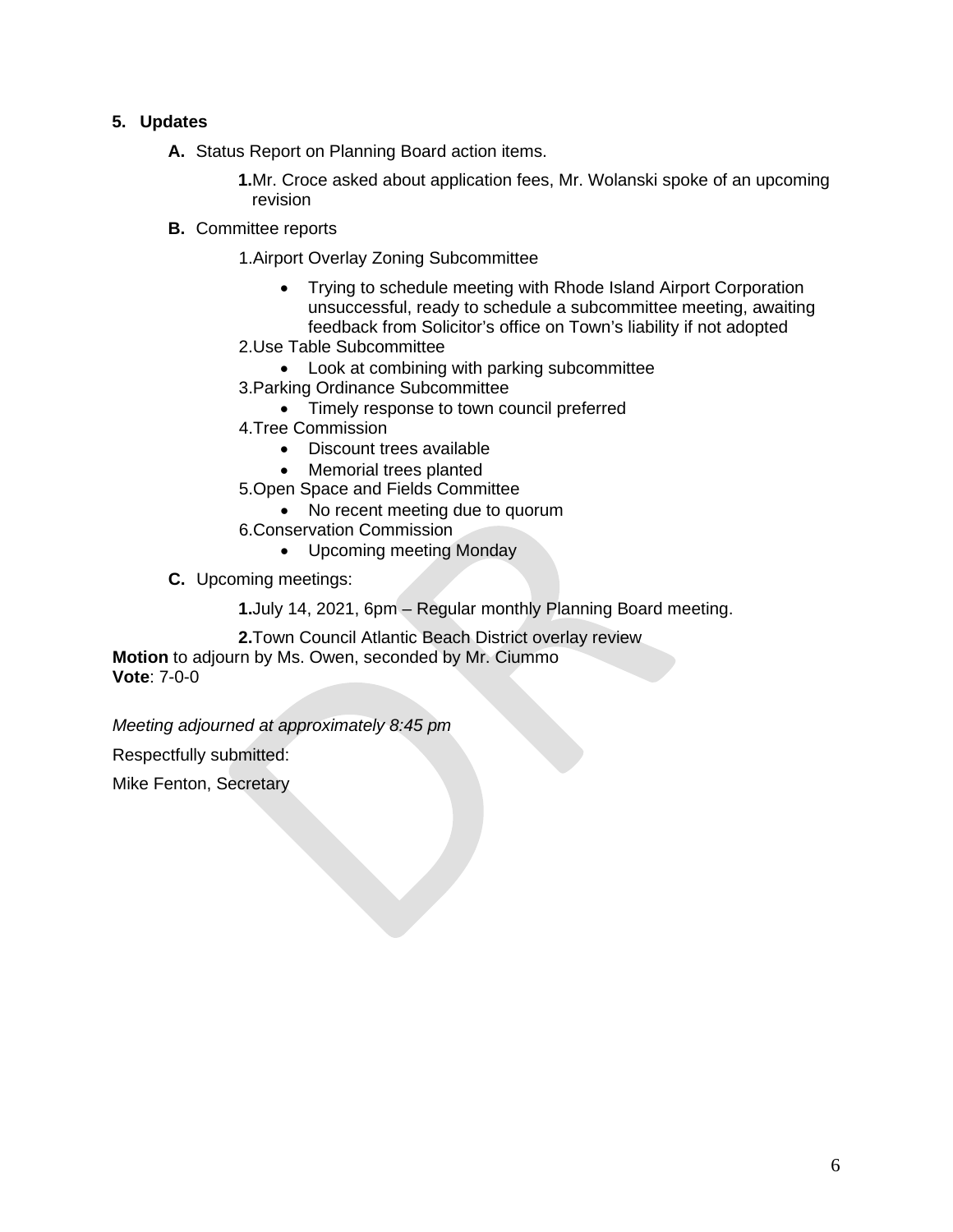**5. Updates**

**A.** Status Report on Planning Board action items.

**1.** Mr. Croce asked about application fees, Mr. Wolanski spoke of an upcoming revision

**B.** Committee reports

1. Airport Overlay Zoning Subcommittee
   - Trying to schedule meeting with Rhode Island Airport Corporation unsuccessful, ready to schedule a subcommittee meeting, awaiting feedback from Solicitor's office on Town's liability if not adopted
2. Use Table Subcommittee
   - Look at combining with parking subcommittee
3. Parking Ordinance Subcommittee
   - Timely response to town council preferred
4. Tree Commission
   - Discount trees available
   - Memorial trees planted
5. Open Space and Fields Committee
   - No recent meeting due to quorum
6. Conservation Commission
   - Upcoming meeting Monday

**C.** Upcoming meetings:

**1.** July 14, 2021, 6pm – Regular monthly Planning Board meeting.

**2.** Town Council Atlantic Beach District overlay review

**Motion** to adjourn by Ms. Owen, seconded by Mr. Ciummo
**Vote**: 7-0-0

*Meeting adjourned at approximately 8:45 pm*

Respectfully submitted:

Mike Fenton, Secretary